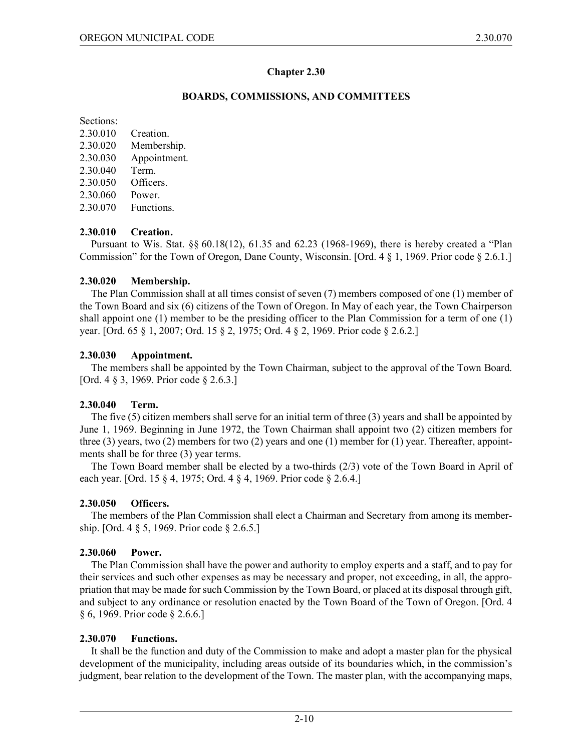## Chapter 2.30

### BOARDS, COMMISSIONS, AND COMMITTEES

Sections:

2.30.010 Creation.
2.30.020 Membership.
2.30.030 Appointment.
2.30.040 Term.
2.30.050 Officers.
2.30.060 Power.
2.30.070 Functions.

**2.30.010 Creation.**

Pursuant to Wis. Stat. §§ 60.18(12), 61.35 and 62.23 (1968-1969), there is hereby created a "Plan Commission" for the Town of Oregon, Dane County, Wisconsin. [Ord. 4 § 1, 1969. Prior code § 2.6.1.]

**2.30.020 Membership.**

The Plan Commission shall at all times consist of seven (7) members composed of one (1) member of the Town Board and six (6) citizens of the Town of Oregon. In May of each year, the Town Chairperson shall appoint one (1) member to be the presiding officer to the Plan Commission for a term of one (1) year. [Ord. 65 § 1, 2007; Ord. 15 § 2, 1975; Ord. 4 § 2, 1969. Prior code § 2.6.2.]

**2.30.030 Appointment.**

The members shall be appointed by the Town Chairman, subject to the approval of the Town Board. [Ord. 4 § 3, 1969. Prior code § 2.6.3.]

**2.30.040 Term.**

The five (5) citizen members shall serve for an initial term of three (3) years and shall be appointed by June 1, 1969. Beginning in June 1972, the Town Chairman shall appoint two (2) citizen members for three (3) years, two (2) members for two (2) years and one (1) member for (1) year. Thereafter, appointments shall be for three (3) year terms.

The Town Board member shall be elected by a two-thirds (2/3) vote of the Town Board in April of each year. [Ord. 15 § 4, 1975; Ord. 4 § 4, 1969. Prior code § 2.6.4.]

**2.30.050 Officers.**

The members of the Plan Commission shall elect a Chairman and Secretary from among its membership. [Ord. 4 § 5, 1969. Prior code § 2.6.5.]

**2.30.060 Power.**

The Plan Commission shall have the power and authority to employ experts and a staff, and to pay for their services and such other expenses as may be necessary and proper, not exceeding, in all, the appropriation that may be made for such Commission by the Town Board, or placed at its disposal through gift, and subject to any ordinance or resolution enacted by the Town Board of the Town of Oregon. [Ord. 4 § 6, 1969. Prior code § 2.6.6.]

**2.30.070 Functions.**

It shall be the function and duty of the Commission to make and adopt a master plan for the physical development of the municipality, including areas outside of its boundaries which, in the commission's judgment, bear relation to the development of the Town. The master plan, with the accompanying maps,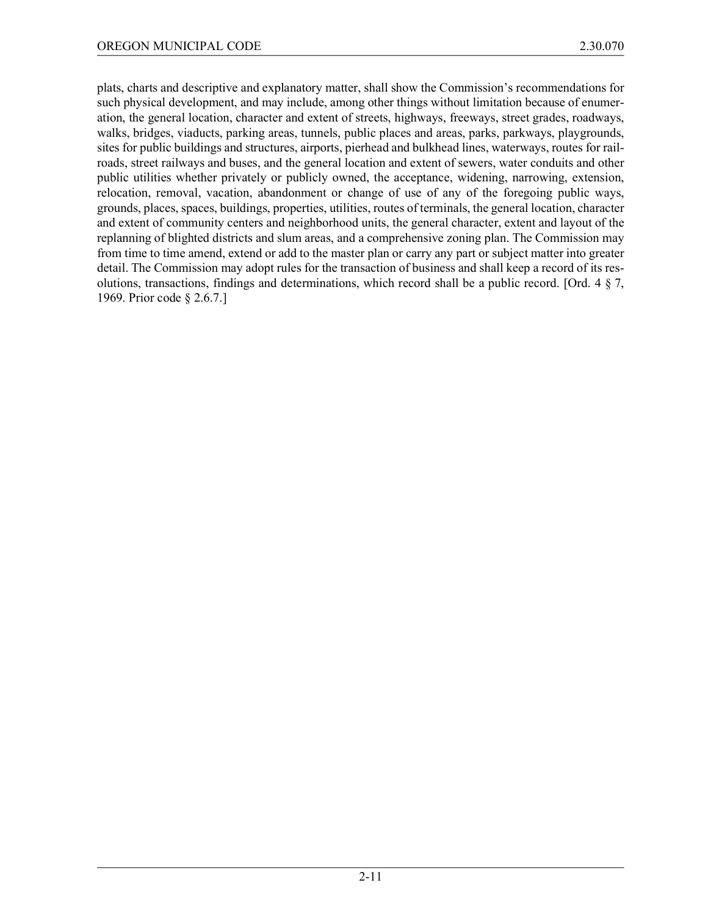plats, charts and descriptive and explanatory matter, shall show the Commission's recommendations for such physical development, and may include, among other things without limitation because of enumeration, the general location, character and extent of streets, highways, freeways, street grades, roadways, walks, bridges, viaducts, parking areas, tunnels, public places and areas, parks, parkways, playgrounds, sites for public buildings and structures, airports, pierhead and bulkhead lines, waterways, routes for railroads, street railways and buses, and the general location and extent of sewers, water conduits and other public utilities whether privately or publicly owned, the acceptance, widening, narrowing, extension, relocation, removal, vacation, abandonment or change of use of any of the foregoing public ways, grounds, places, spaces, buildings, properties, utilities, routes of terminals, the general location, character and extent of community centers and neighborhood units, the general character, extent and layout of the replanning of blighted districts and slum areas, and a comprehensive zoning plan. The Commission may from time to time amend, extend or add to the master plan or carry any part or subject matter into greater detail. The Commission may adopt rules for the transaction of business and shall keep a record of its resolutions, transactions, findings and determinations, which record shall be a public record. [Ord. 4 § 7, 1969. Prior code § 2.6.7.]